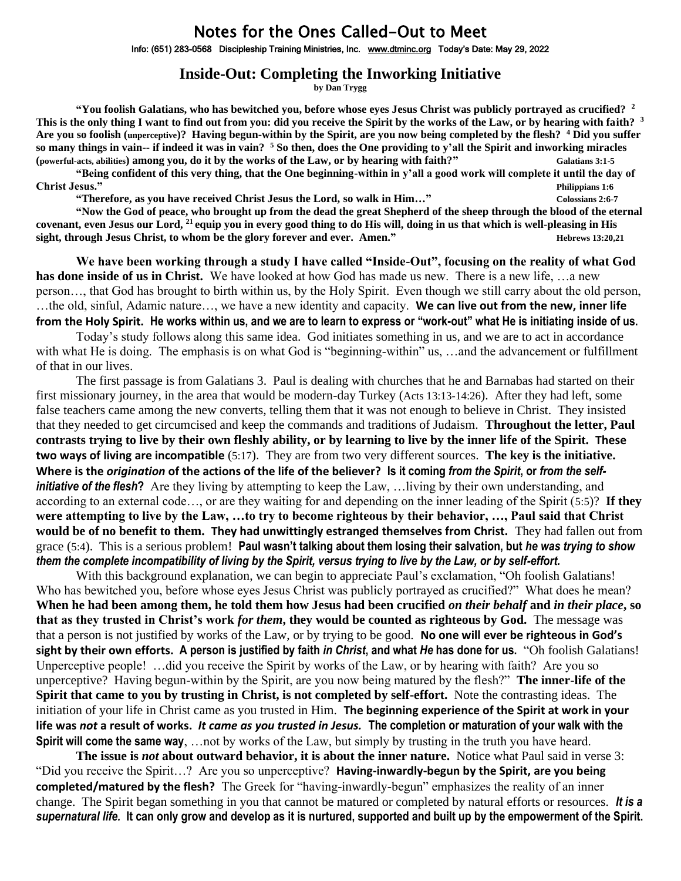# Notes for the Ones Called-Out to Meet

Info: (651) 283-0568 Discipleship Training Ministries, Inc. www.dtminc.org Today's Date: May 29, 2022

## Inside-Out: Completing the Inworking Initiative

**by Dan Trygg**

**"You foolish Galatians, who has bewitched you, before whose eyes Jesus Christ was publicly portrayed as crucified? [2] This is the only thing I want to find out from you: did you receive the Spirit by the works of the Law, or by hearing with faith? [3] Are you so foolish (unperceptive)? Having begun-within by the Spirit, are you now being completed by the flesh? [4] Did you suffer so many things in vain-- if indeed it was in vain? [5] So then, does the One providing to y'all the Spirit and inworking miracles (powerful-acts, abilities) among you, do it by the works of the Law, or by hearing with faith?"** **Galatians 3:1-5**

**"Being confident of this very thing, that the One beginning-within in y'all a good work will complete it until the day of Christ Jesus."** **Philippians 1:6**

**"Therefore, as you have received Christ Jesus the Lord, so walk in Him…"** **Colossians 2:6-7**

**"Now the God of peace, who brought up from the dead the great Shepherd of the sheep through the blood of the eternal covenant, even Jesus our Lord, [21] equip you in every good thing to do His will, doing in us that which is well-pleasing in His sight, through Jesus Christ, to whom be the glory forever and ever. Amen."** **Hebrews 13:20,21**

**We have been working through a study I have called "Inside-Out", focusing on the reality of what God has done inside of us in Christ.** We have looked at how God has made us new. There is a new life, …a new person…, that God has brought to birth within us, by the Holy Spirit. Even though we still carry about the old person, …the old, sinful, Adamic nature…, we have a new identity and capacity. **We can live out from the new, inner life from the Holy Spirit. He works within us, and we are to learn to express or "work-out" what He is initiating inside of us.**

Today's study follows along this same idea. God initiates something in us, and we are to act in accordance with what He is doing. The emphasis is on what God is "beginning-within" us, …and the advancement or fulfillment of that in our lives.

The first passage is from Galatians 3. Paul is dealing with churches that he and Barnabas had started on their first missionary journey, in the area that would be modern-day Turkey (Acts 13:13-14:26). After they had left, some false teachers came among the new converts, telling them that it was not enough to believe in Christ. They insisted that they needed to get circumcised and keep the commands and traditions of Judaism. **Throughout the letter, Paul contrasts trying to live by their own fleshly ability, or by learning to live by the inner life of the Spirit. These two ways of living are incompatible** (5:17). They are from two very different sources. **The key is the initiative. Where is the *origination* of the actions of the life of the believer? Is it coming *from the Spirit*, or *from the self-initiative of the flesh*?** Are they living by attempting to keep the Law, …living by their own understanding, and according to an external code…, or are they waiting for and depending on the inner leading of the Spirit (5:5)? **If they were attempting to live by the Law, …to try to become righteous by their behavior, …, Paul said that Christ would be of no benefit to them. They had unwittingly estranged themselves from Christ.** They had fallen out from grace (5:4). This is a serious problem! **Paul wasn't talking about them losing their salvation, but *he was trying to show them the complete incompatibility of living by the Spirit, versus trying to live by the Law, or by self-effort.***

With this background explanation, we can begin to appreciate Paul's exclamation, "Oh foolish Galatians! Who has bewitched you, before whose eyes Jesus Christ was publicly portrayed as crucified?" What does he mean? **When he had been among them, he told them how Jesus had been crucified *on their behalf* and *in their place*, so that as they trusted in Christ's work *for them*, they would be counted as righteous by God.** The message was that a person is not justified by works of the Law, or by trying to be good. **No one will ever be righteous in God's sight by their own efforts. A person is justified by faith *in Christ*, and what *He* has done for us.** "Oh foolish Galatians! Unperceptive people! …did you receive the Spirit by works of the Law, or by hearing with faith? Are you so unperceptive? Having begun-within by the Spirit, are you now being matured by the flesh?" **The inner-life of the Spirit that came to you by trusting in Christ, is not completed by self-effort.** Note the contrasting ideas. The initiation of your life in Christ came as you trusted in Him. **The beginning experience of the Spirit at work in your life was *not* a result of works. *It came as you trusted in Jesus.* The completion or maturation of your walk with the Spirit will come the same way**, …not by works of the Law, but simply by trusting in the truth you have heard.

**The issue is *not* about outward behavior, it is about the inner nature.** Notice what Paul said in verse 3: "Did you receive the Spirit…? Are you so unperceptive? **Having-inwardly-begun by the Spirit, are you being completed/matured by the flesh?** The Greek for "having-inwardly-begun" emphasizes the reality of an inner change. The Spirit began something in you that cannot be matured or completed by natural efforts or resources. ***It is a supernatural life.* It can only grow and develop as it is nurtured, supported and built up by the empowerment of the Spirit.**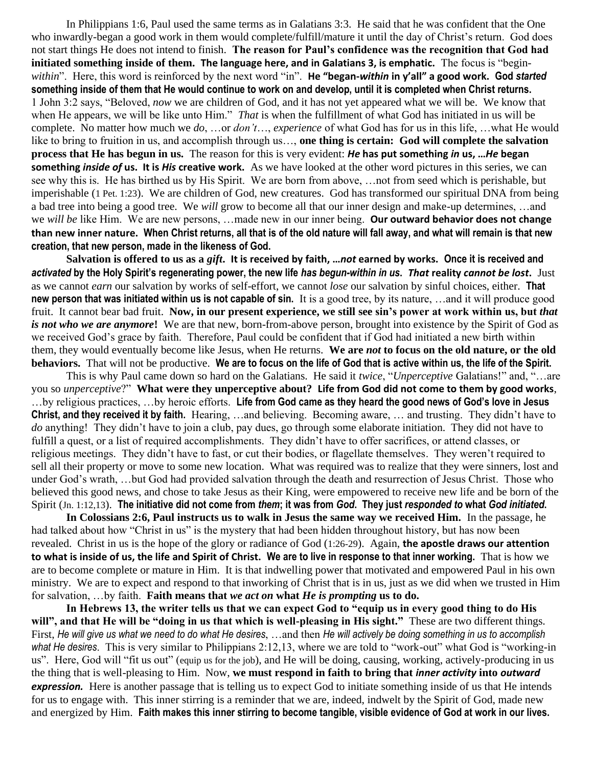In Philippians 1:6, Paul used the same terms as in Galatians 3:3. He said that he was confident that the One who inwardly-began a good work in them would complete/fulfill/mature it until the day of Christ's return. God does not start things He does not intend to finish. **The reason for Paul's confidence was the recognition that God had initiated something inside of them. The language here, and in Galatians 3, is emphatic.** The focus is "begin-*within*". Here, this word is reinforced by the next word "in". **He "began-*within* in y'all" a good work. God *started* something inside of them that He would continue to work on and develop, until it is completed when Christ returns.** 1 John 3:2 says, "Beloved, *now* we are children of God, and it has not yet appeared what we will be. We know that when He appears, we will be like unto Him." *That* is when the fulfillment of what God has initiated in us will be complete. No matter how much we *do*, …or *don't*…, *experience* of what God has for us in this life, …what He would like to bring to fruition in us, and accomplish through us…, **one thing is certain: God will complete the salvation process that He has begun in us.** The reason for this is very evident: ***He* has put something *in* us, …*He* began something *inside of* us. It is *His* creative work.** As we have looked at the other word pictures in this series, we can see why this is. He has birthed us by His Spirit. We are born from above, …not from seed which is perishable, but imperishable (1 Pet. 1:23). We are children of God, new creatures. God has transformed our spiritual DNA from being a bad tree into being a good tree. We *will* grow to become all that our inner design and make-up determines, …and we *will be* like Him. We are new persons, …made new in our inner being. **Our outward behavior does not change than new inner nature. When Christ returns, all that is of the old nature will fall away, and what will remain is that new creation, that new person, made in the likeness of God.**

**Salvation is offered to us as a *gift*. It is received by faith, …*not* earned by works. Once it is received and *activated* by the Holy Spirit's regenerating power, the new life *has begun-within in us*. *That* reality *cannot be lost*.** Just as we cannot *earn* our salvation by works of self-effort, we cannot *lose* our salvation by sinful choices, either. **That new person that was initiated within us is not capable of sin.** It is a good tree, by its nature, …and it will produce good fruit. It cannot bear bad fruit. **Now, in our present experience, we still see sin's power at work within us, but *that is not who we are anymore*!** We are that new, born-from-above person, brought into existence by the Spirit of God as we received God's grace by faith. Therefore, Paul could be confident that if God had initiated a new birth within them, they would eventually become like Jesus, when He returns. **We are *not* to focus on the old nature, or the old behaviors.** That will not be productive. **We are to focus on the life of God that is active within us, the life of the Spirit.**

This is why Paul came down so hard on the Galatians. He said it *twice*, "*Unperceptive* Galatians!" and, "…are you so *unperceptive*?" **What were they unperceptive about? Life from God did not come to them by good works**, …by religious practices, …by heroic efforts. **Life from God came as they heard the good news of God's love in Jesus Christ, and they received it by faith.** Hearing, …and believing. Becoming aware, … and trusting. They didn't have to *do* anything! They didn't have to join a club, pay dues, go through some elaborate initiation. They did not have to fulfill a quest, or a list of required accomplishments. They didn't have to offer sacrifices, or attend classes, or religious meetings. They didn't have to fast, or cut their bodies, or flagellate themselves. They weren't required to sell all their property or move to some new location. What was required was to realize that they were sinners, lost and under God's wrath, …but God had provided salvation through the death and resurrection of Jesus Christ. Those who believed this good news, and chose to take Jesus as their King, were empowered to receive new life and be born of the Spirit (Jn. 1:12,13). **The initiative did not come from *them*; it was from *God*. They just *responded to* what *God initiated*.**

**In Colossians 2:6, Paul instructs us to walk in Jesus the same way we received Him.** In the passage, he had talked about how "Christ in us" is the mystery that had been hidden throughout history, but has now been revealed. Christ in us is the hope of the glory or radiance of God (1:26-29). Again, **the apostle draws our attention to what is inside of us, the life and Spirit of Christ. We are to live in response to that inner working.** That is how we are to become complete or mature in Him. It is that indwelling power that motivated and empowered Paul in his own ministry. We are to expect and respond to that inworking of Christ that is in us, just as we did when we trusted in Him for salvation, …by faith. **Faith means that *we act on* what *He is prompting* us to do.**

**In Hebrews 13, the writer tells us that we can expect God to "equip us in every good thing to do His will", and that He will be "doing in us that which is well-pleasing in His sight."** These are two different things. First, *He will give us what we need to do what He desires*, …and then *He will actively be doing something in us to accomplish what He desires*. This is very similar to Philippians 2:12,13, where we are told to "work-out" what God is "working-in us". Here, God will "fit us out" (equip us for the job), and He will be doing, causing, working, actively-producing in us the thing that is well-pleasing to Him. Now, **we must respond in faith to bring that *inner activity* into *outward expression.*** Here is another passage that is telling us to expect God to initiate something inside of us that He intends for us to engage with. This inner stirring is a reminder that we are, indeed, indwelt by the Spirit of God, made new and energized by Him. **Faith makes this inner stirring to become tangible, visible evidence of God at work in our lives.**